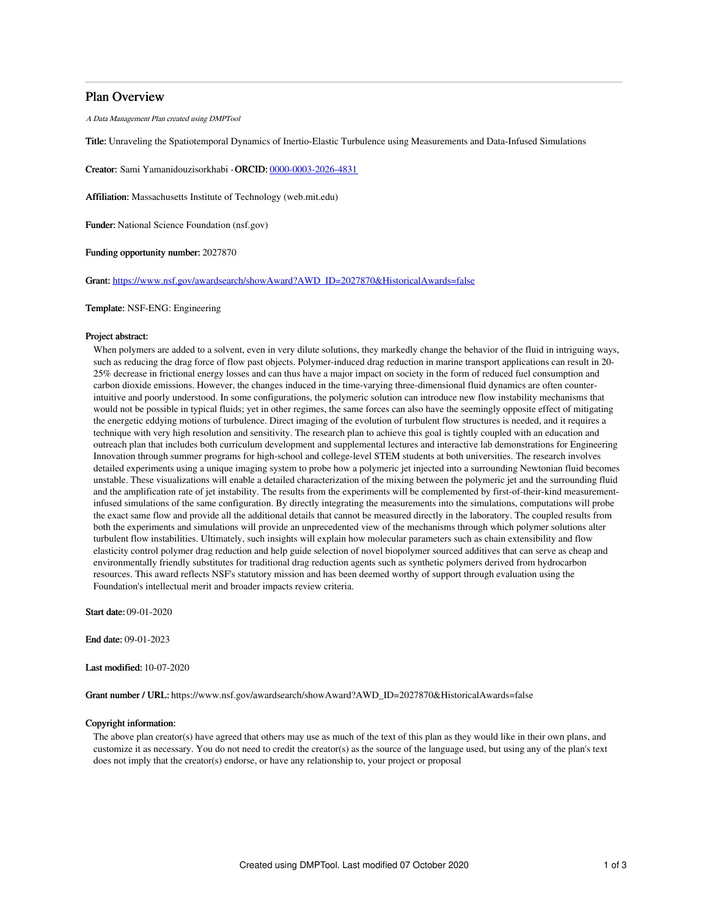# Plan Overview

*A Data Management Plan created using DMPTool*

**Title:** Unraveling the Spatiotemporal Dynamics of Inertio-Elastic Turbulence using Measurements and Data-Infused Simulations

**Creator:** Sami Yamanidouzisorkhabi -**ORCID:** [0000-0003-2026-4831](0000-0003-2026-4831)

**Affiliation:** Massachusetts Institute of Technology (web.mit.edu)

**Funder:** National Science Foundation (nsf.gov)

**Funding opportunity number:** 2027870

**Grant:** [https://www.nsf.gov/awardsearch/showAward?AWD_ID=2027870&HistoricalAwards=false](https://www.nsf.gov/awardsearch/showAward?AWD_ID=2027870&HistoricalAwards=false)

**Template:** NSF-ENG: Engineering

**Project abstract:**

When polymers are added to a solvent, even in very dilute solutions, they markedly change the behavior of the fluid in intriguing ways, such as reducing the drag force of flow past objects. Polymer-induced drag reduction in marine transport applications can result in 20-25% decrease in frictional energy losses and can thus have a major impact on society in the form of reduced fuel consumption and carbon dioxide emissions. However, the changes induced in the time-varying three-dimensional fluid dynamics are often counter-intuitive and poorly understood. In some configurations, the polymeric solution can introduce new flow instability mechanisms that would not be possible in typical fluids; yet in other regimes, the same forces can also have the seemingly opposite effect of mitigating the energetic eddying motions of turbulence. Direct imaging of the evolution of turbulent flow structures is needed, and it requires a technique with very high resolution and sensitivity. The research plan to achieve this goal is tightly coupled with an education and outreach plan that includes both curriculum development and supplemental lectures and interactive lab demonstrations for Engineering Innovation through summer programs for high-school and college-level STEM students at both universities. The research involves detailed experiments using a unique imaging system to probe how a polymeric jet injected into a surrounding Newtonian fluid becomes unstable. These visualizations will enable a detailed characterization of the mixing between the polymeric jet and the surrounding fluid and the amplification rate of jet instability. The results from the experiments will be complemented by first-of-their-kind measurement-infused simulations of the same configuration. By directly integrating the measurements into the simulations, computations will probe the exact same flow and provide all the additional details that cannot be measured directly in the laboratory. The coupled results from both the experiments and simulations will provide an unprecedented view of the mechanisms through which polymer solutions alter turbulent flow instabilities. Ultimately, such insights will explain how molecular parameters such as chain extensibility and flow elasticity control polymer drag reduction and help guide selection of novel biopolymer sourced additives that can serve as cheap and environmentally friendly substitutes for traditional drag reduction agents such as synthetic polymers derived from hydrocarbon resources. This award reflects NSF's statutory mission and has been deemed worthy of support through evaluation using the Foundation's intellectual merit and broader impacts review criteria.

**Start date:** 09-01-2020

**End date:** 09-01-2023

**Last modified:** 10-07-2020

**Grant number / URL:** https://www.nsf.gov/awardsearch/showAward?AWD_ID=2027870&HistoricalAwards=false

**Copyright information:**

The above plan creator(s) have agreed that others may use as much of the text of this plan as they would like in their own plans, and customize it as necessary. You do not need to credit the creator(s) as the source of the language used, but using any of the plan's text does not imply that the creator(s) endorse, or have any relationship to, your project or proposal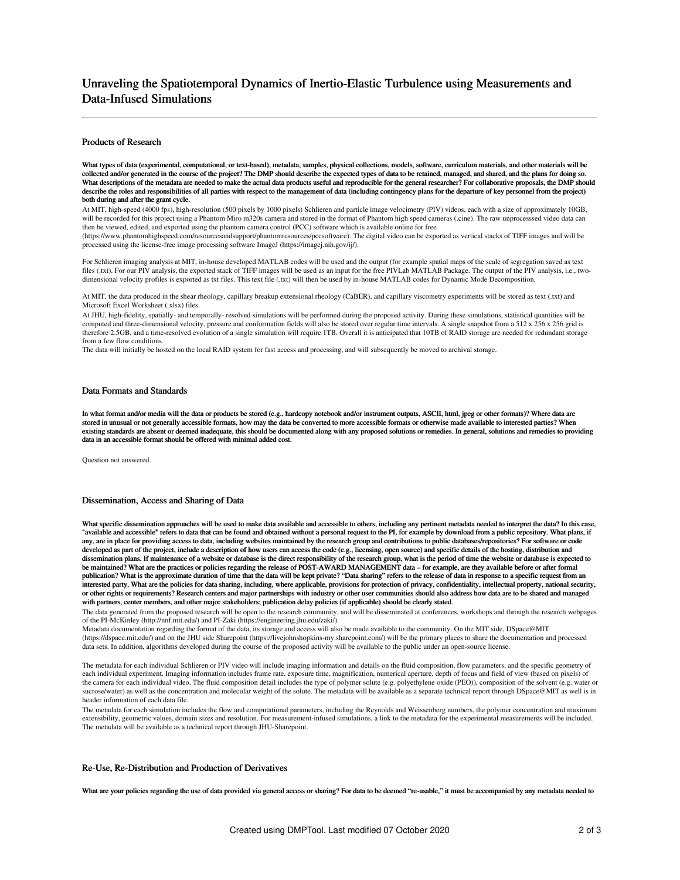# Unraveling the Spatiotemporal Dynamics of Inertio-Elastic Turbulence using Measurements and Data-Infused Simulations

## Products of Research

**What types of data (experimental, computational, or text-based), metadata, samples, physical collections, models, software, curriculum materials, and other materials will be collected and/or generated in the course of the project? The DMP should describe the expected types of data to be retained, managed, and shared, and the plans for doing so. What descriptions of the metadata are needed to make the actual data products useful and reproducible for the general researcher? For collaborative proposals, the DMP should describe the roles and responsibilities of all parties with respect to the management of data (including contingency plans for the departure of key personnel from the project) both during and after the grant cycle.**

At MIT, high-speed (4000 fps), high-resolution (500 pixels by 1000 pixels) Schlieren and particle image velocimetry (PIV) videos, each with a size of approximately 10GB, will be recorded for this project using a Phantom Miro m320s camera and stored in the format of Phantom high speed cameras (.cine). The raw unprocesssed video data can then be viewed, edited, and exported using the phantom camera control (PCC) software which is available online for free (https://www.phantomhighspeed.com/resourcesandsupport/phantomresources/pccsoftware). The digital video can be exported as vertical stacks of TIFF images and will be processed using the license-free image processing software ImageJ (https://imagej.nih.gov/ij/).

For Schlieren imaging analysis at MIT, in-house developed MATLAB codes will be used and the output (for example spatial maps of the scale of segregation saved as text files (.txt). For our PIV analysis, the exported stack of TIFF images will be used as an input for the free PIVLab MATLAB Package. The output of the PIV analysis, i.e., two-dimensional velocity profiles is exported as txt files. This text file (.txt) will then be used by in-house MATLAB codes for Dynamic Mode Decomposition.

At MIT, the data produced in the shear rheology, capillary breakup extensional rheology (CaBER), and capillary viscometry experiments will be stored as text (.txt) and Microsoft Excel Worksheet (.xlsx) files.

At JHU, high-fidelity, spatially- and temporally- resolved simulations will be performed during the proposed activity. During these simulations, statistical quantities will be computed and three-dimensional velocity, pressure and conformation fields will also be stored over regular time intervals. A single snapshot from a 512 x 256 x 256 grid is therefore 2.5GB, and a time-resolved evolution of a single simulation will require 1TB. Overall it is anticipated that 10TB of RAID storage are needed for redundant storage from a few flow conditions.

The data will initially be hosted on the local RAID system for fast access and processing, and will subsequently be moved to archival storage.

## Data Formats and Standards

**In what format and/or media will the data or products be stored (e.g., hardcopy notebook and/or instrument outputs, ASCII, html, jpeg or other formats)? Where data are stored in unusual or not generally accessible formats, how may the data be converted to more accessible formats or otherwise made available to interested parties? When existing standards are absent or deemed inadequate, this should be documented along with any proposed solutions or remedies. In general, solutions and remedies to providing data in an accessible format should be offered with minimal added cost.**

Question not answered.

## Dissemination, Access and Sharing of Data

**What specific dissemination approaches will be used to make data available and accessible to others, including any pertinent metadata needed to interpret the data? In this case, "available and accessible" refers to data that can be found and obtained without a personal request to the PI, for example by download from a public repository. What plans, if any, are in place for providing access to data, including websites maintained by the research group and contributions to public databases/repositories? For software or code developed as part of the project, include a description of how users can access the code (e.g., licensing, open source) and specific details of the hosting, distribution and dissemination plans. If maintenance of a website or database is the direct responsibility of the research group, what is the period of time the website or database is expected to be maintained? What are the practices or policies regarding the release of POST-AWARD MANAGEMENT data – for example, are they available before or after formal publication? What is the approximate duration of time that the data will be kept private? "Data sharing" refers to the release of data in response to a specific request from an interested party. What are the policies for data sharing, including, where applicable, provisions for protection of privacy, confidentiality, intellectual property, national security, or other rights or requirements? Research centers and major partnerships with industry or other user communities should also address how data are to be shared and managed with partners, center members, and other major stakeholders; publication delay policies (if applicable) should be clearly stated.**

The data generated from the proposed research will be open to the research community, and will be disseminated at conferences, workshops and through the research webpages of the PI-McKinley (http://nnf.mit.edu/) and PI-Zaki (https://engineering.jhu.edu/zaki/).

Metadata documentation regarding the format of the data, its storage and access will also be made available to the community. On the MIT side, DSpace@MIT (https://dspace.mit.edu/) and on the JHU side Sharepoint (https://livejohnshopkins-my.sharepoint.com/) will be the primary places to share the documentation and processed data sets. In addition, algorithms developed during the course of the proposed activity will be available to the public under an open-source license.

The metadata for each individual Schlieren or PIV video will include imaging information and details on the fluid composition, flow parameters, and the specific geometry of each individual experiment. Imaging information includes frame rate, exposure time, magnification, numerical aperture, depth of focus and field of view (based on pixels) of the camera for each individual video. The fluid composition detail includes the type of polymer solute (e.g. polyethylene oxide (PEO)), composition of the solvent (e.g. water or sucrose/water) as well as the concentration and molecular weight of the solute. The metadata will be available as a separate technical report through DSpace@MIT as well is in header information of each data file.

The metadata for each simulation includes the flow and computational parameters, including the Reynolds and Weissenberg numbers, the polymer concentration and maximum extensibility, geometric values, domain sizes and resolution. For measurement-infused simulations, a link to the metadata for the experimental measurements will be included. The metadata will be available as a technical report through JHU-Sharepoint.

## Re-Use, Re-Distribution and Production of Derivatives

**What are your policies regarding the use of data provided via general access or sharing? For data to be deemed "re-usable," it must be accompanied by any metadata needed to**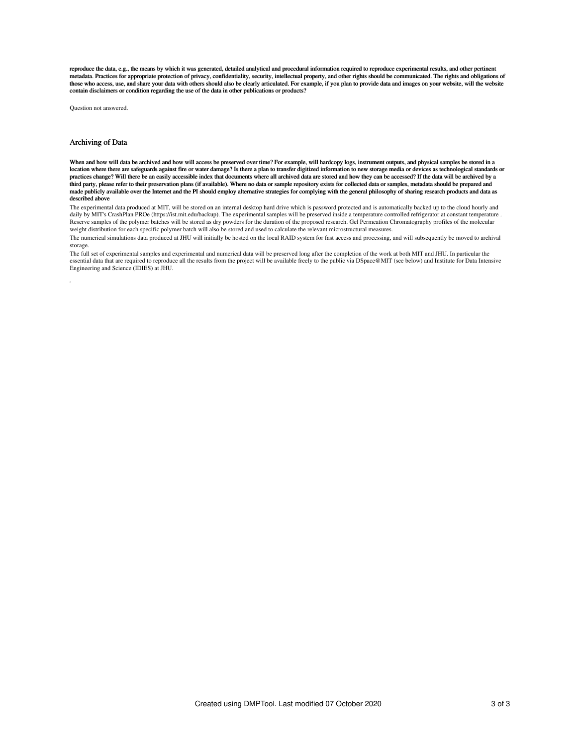**reproduce the data, e.g., the means by which it was generated, detailed analytical and procedural information required to reproduce experimental results, and other pertinent metadata. Practices for appropriate protection of privacy, confidentiality, security, intellectual property, and other rights should be communicated. The rights and obligations of those who access, use, and share your data with others should also be clearly articulated. For example, if you plan to provide data and images on your website, will the website contain disclaimers or condition regarding the use of the data in other publications or products?**

Question not answered.

## Archiving of Data

**When and how will data be archived and how will access be preserved over time? For example, will hardcopy logs, instrument outputs, and physical samples be stored in a location where there are safeguards against fire or water damage? Is there a plan to transfer digitized information to new storage media or devices as technological standards or practices change? Will there be an easily accessible index that documents where all archived data are stored and how they can be accessed? If the data will be archived by a third party, please refer to their preservation plans (if available). Where no data or sample repository exists for collected data or samples, metadata should be prepared and made publicly available over the Internet and the PI should employ alternative strategies for complying with the general philosophy of sharing research products and data as described above**

The experimental data produced at MIT, will be stored on an internal desktop hard drive which is password protected and is automatically backed up to the cloud hourly and daily by MIT's CrashPlan PROe (https://ist.mit.edu/backup). The experimental samples will be preserved inside a temperature controlled refrigerator at constant temperature . Reserve samples of the polymer batches will be stored as dry powders for the duration of the proposed research. Gel Permeation Chromatography profiles of the molecular weight distribution for each specific polymer batch will also be stored and used to calculate the relevant microstructural measures.

The numerical simulations data produced at JHU will initially be hosted on the local RAID system for fast access and processing, and will subsequently be moved to archival storage.

The full set of experimental samples and experimental and numerical data will be preserved long after the completion of the work at both MIT and JHU. In particular the essential data that are required to reproduce all the results from the project will be available freely to the public via DSpace@MIT (see below) and Institute for Data Intensive Engineering and Science (IDIES) at JHU.

Created using DMPTool. Last modified 07 October 2020